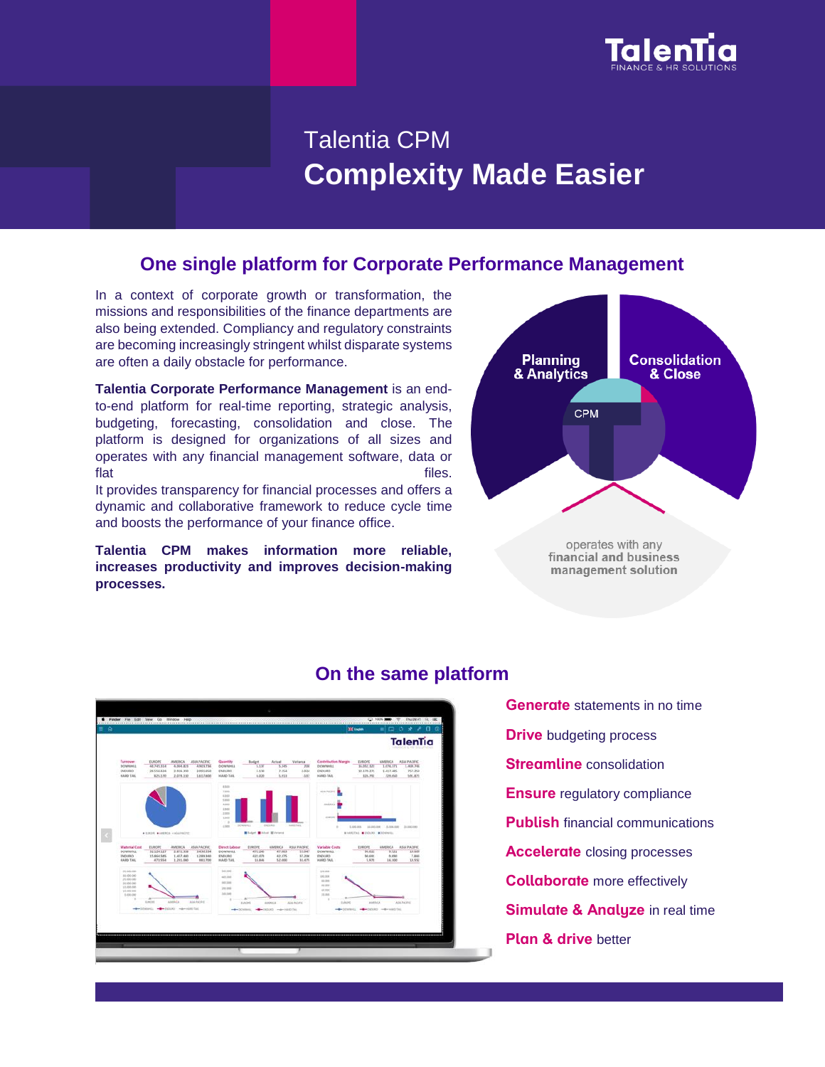Talentia
FINANCE & HR SOLUTIONS

# Talentia CPM
# Complexity Made Easier

## One single platform for Corporate Performance Management

In a context of corporate growth or transformation, the missions and responsibilities of the finance departments are also being extended. Compliancy and regulatory constraints are becoming increasingly stringent whilst disparate systems are often a daily obstacle for performance.

**Talentia Corporate Performance Management** is an end-to-end platform for real-time reporting, strategic analysis, budgeting, forecasting, consolidation and close. The platform is designed for organizations of all sizes and operates with any financial management software, data or flat files.
It provides transparency for financial processes and offers a dynamic and collaborative framework to reduce cycle time and boosts the performance of your finance office.

**Talentia CPM makes information more reliable, increases productivity and improves decision-making processes.**

Planning & Analytics

Consolidation & Close

CPM

operates with any financial and business management solution

## On the same platform

- **Generate** statements in no time
- **Drive** budgeting process
- **Streamline** consolidation
- **Ensure** regulatory compliance
- **Publish** financial communications
- **Accelerate** closing processes
- **Collaborate** more effectively
- **Simulate & Analyze** in real time
- **Plan & drive** better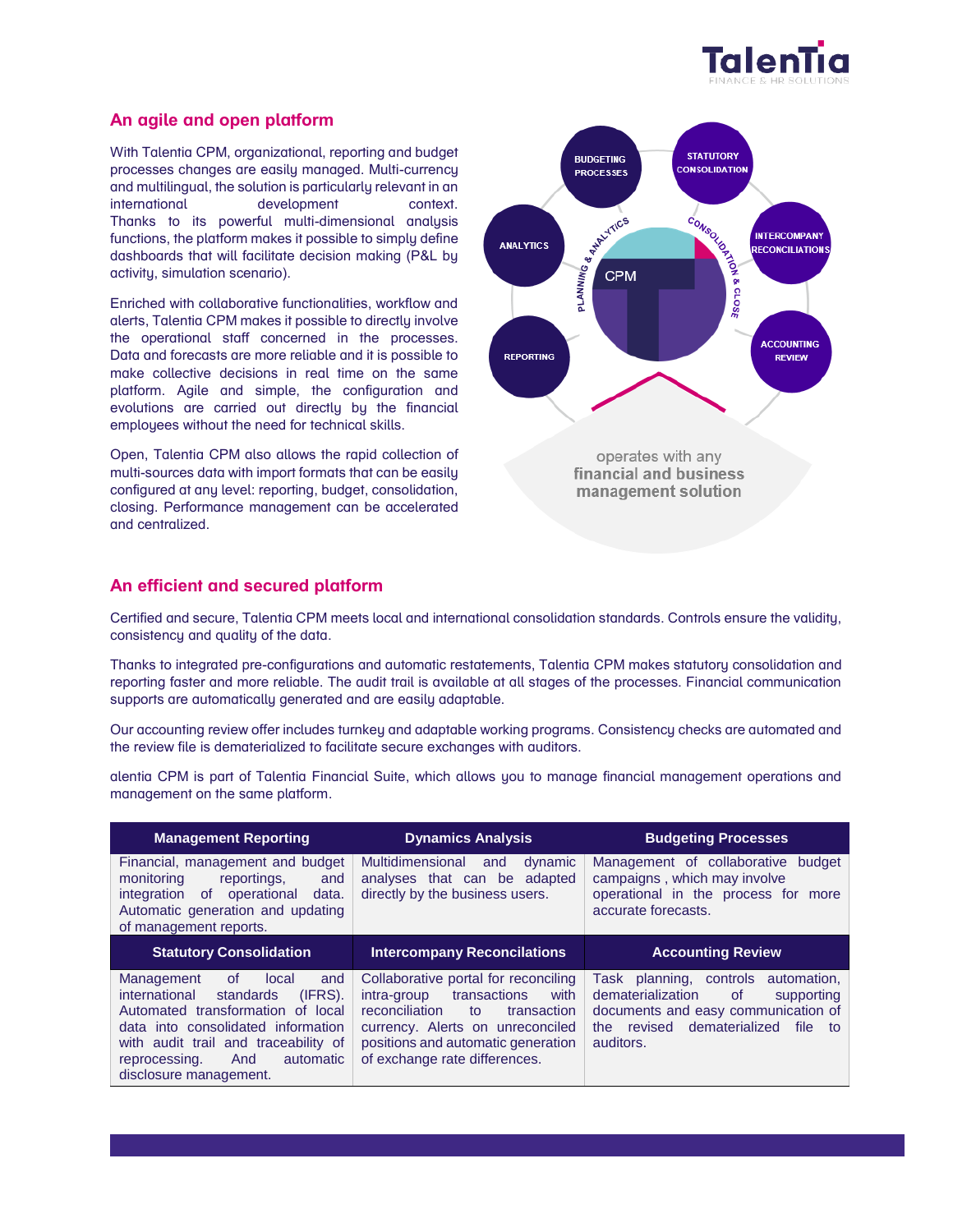## An agile and open platform

With Talentia CPM, organizational, reporting and budget processes changes are easily managed. Multi-currency and multilingual, the solution is particularly relevant in an international development context. Thanks to its powerful multi-dimensional analysis functions, the platform makes it possible to simply define dashboards that will facilitate decision making (P&L by activity, simulation scenario).

Enriched with collaborative functionalities, workflow and alerts, Talentia CPM makes it possible to directly involve the operational staff concerned in the processes. Data and forecasts are more reliable and it is possible to make collective decisions in real time on the same platform. Agile and simple, the configuration and evolutions are carried out directly by the financial employees without the need for technical skills.

Open, Talentia CPM also allows the rapid collection of multi-sources data with import formats that can be easily configured at any level: reporting, budget, consolidation, closing. Performance management can be accelerated and centralized.

BUDGETING PROCESSES
STATUTORY CONSOLIDATION
ANALYTICS
INTERCOMPANY RECONCILIATIONS
REPORTING
ACCOUNTING REVIEW
PLANNING & ANALYTICS
CONSOLIDATION & CLOSE
CPM
operates with any financial and business management solution

## An efficient and secured platform

Certified and secure, Talentia CPM meets local and international consolidation standards. Controls ensure the validity, consistency and quality of the data.

Thanks to integrated pre-configurations and automatic restatements, Talentia CPM makes statutory consolidation and reporting faster and more reliable. The audit trail is available at all stages of the processes. Financial communication supports are automatically generated and are easily adaptable.

Our accounting review offer includes turnkey and adaptable working programs. Consistency checks are automated and the review file is dematerialized to facilitate secure exchanges with auditors.

alentia CPM is part of Talentia Financial Suite, which allows you to manage financial management operations and management on the same platform.

| Management Reporting | Dynamics Analysis | Budgeting Processes |
|---|---|---|
| Financial, management and budget monitoring reportings, and integration of operational data. Automatic generation and updating of management reports. | Multidimensional and dynamic analyses that can be adapted directly by the business users. | Management of collaborative budget campaigns , which may involve operational in the process for more accurate forecasts. |
| **Statutory Consolidation** | **Intercompany Reconcilations** | **Accounting Review** |
| Management of local and international standards (IFRS). Automated transformation of local data into consolidated information with audit trail and traceability of reprocessing. And automatic disclosure management. | Collaborative portal for reconciling intra-group transactions with reconciliation to transaction currency. Alerts on unreconciled positions and automatic generation of exchange rate differences. | Task planning, controls automation, dematerialization of supporting documents and easy communication of the revised dematerialized file to auditors. |